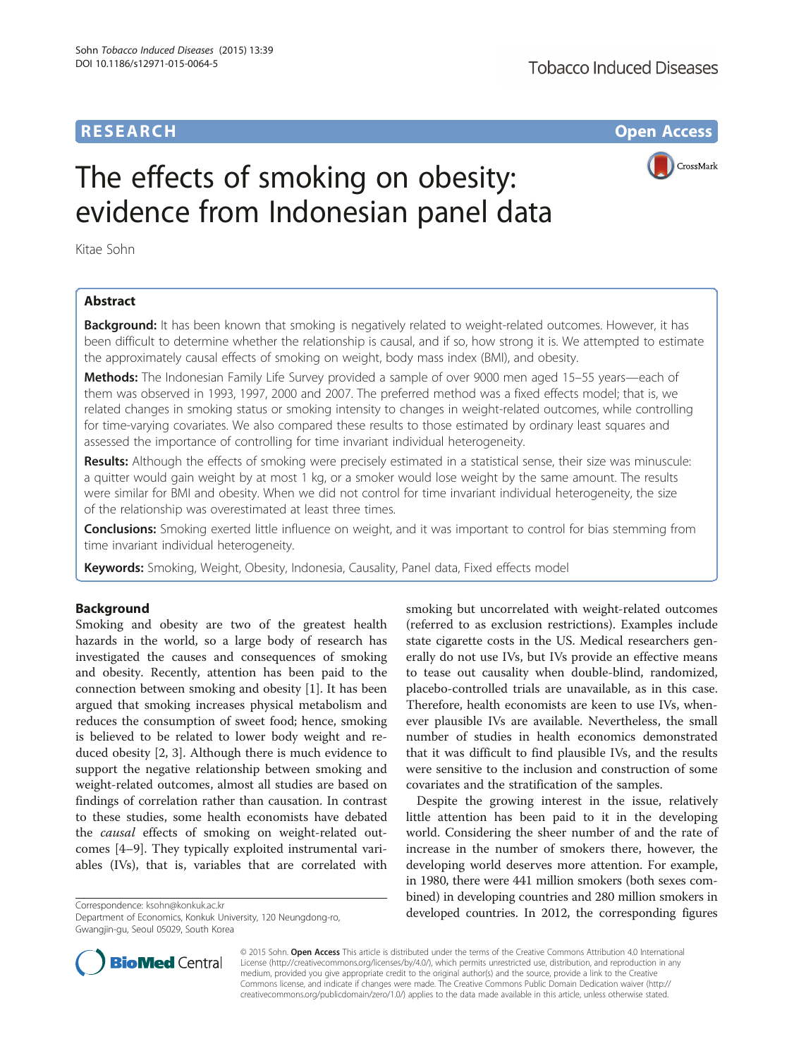# The effects of smoking on obesity: evidence from Indonesian panel data

Kitae Sohn

## Abstract

**Background:** It has been known that smoking is negatively related to weight-related outcomes. However, it has been difficult to determine whether the relationship is causal, and if so, how strong it is. We attempted to estimate the approximately causal effects of smoking on weight, body mass index (BMI), and obesity.

**Methods:** The Indonesian Family Life Survey provided a sample of over 9000 men aged 15–55 years—each of them was observed in 1993, 1997, 2000 and 2007. The preferred method was a fixed effects model; that is, we related changes in smoking status or smoking intensity to changes in weight-related outcomes, while controlling for time-varying covariates. We also compared these results to those estimated by ordinary least squares and assessed the importance of controlling for time invariant individual heterogeneity.

**Results:** Although the effects of smoking were precisely estimated in a statistical sense, their size was minuscule: a quitter would gain weight by at most 1 kg, or a smoker would lose weight by the same amount. The results were similar for BMI and obesity. When we did not control for time invariant individual heterogeneity, the size of the relationship was overestimated at least three times.

**Conclusions:** Smoking exerted little influence on weight, and it was important to control for bias stemming from time invariant individual heterogeneity.

**Keywords:** Smoking, Weight, Obesity, Indonesia, Causality, Panel data, Fixed effects model

## Background

Smoking and obesity are two of the greatest health hazards in the world, so a large body of research has investigated the causes and consequences of smoking and obesity. Recently, attention has been paid to the connection between smoking and obesity [1]. It has been argued that smoking increases physical metabolism and reduces the consumption of sweet food; hence, smoking is believed to be related to lower body weight and reduced obesity [2, 3]. Although there is much evidence to support the negative relationship between smoking and weight-related outcomes, almost all studies are based on findings of correlation rather than causation. In contrast to these studies, some health economists have debated the *causal* effects of smoking on weight-related outcomes [4–9]. They typically exploited instrumental variables (IVs), that is, variables that are correlated with smoking but uncorrelated with weight-related outcomes (referred to as exclusion restrictions). Examples include state cigarette costs in the US. Medical researchers generally do not use IVs, but IVs provide an effective means to tease out causality when double-blind, randomized, placebo-controlled trials are unavailable, as in this case. Therefore, health economists are keen to use IVs, whenever plausible IVs are available. Nevertheless, the small number of studies in health economics demonstrated that it was difficult to find plausible IVs, and the results were sensitive to the inclusion and construction of some covariates and the stratification of the samples.

Despite the growing interest in the issue, relatively little attention has been paid to it in the developing world. Considering the sheer number of and the rate of increase in the number of smokers there, however, the developing world deserves more attention. For example, in 1980, there were 441 million smokers (both sexes combined) in developing countries and 280 million smokers in developed countries. In 2012, the corresponding figures

Correspondence: ksohn@konkuk.ac.kr
Department of Economics, Konkuk University, 120 Neungdong-ro, Gwangjin-gu, Seoul 05029, South Korea

© 2015 Sohn. **Open Access** This article is distributed under the terms of the Creative Commons Attribution 4.0 International License (http://creativecommons.org/licenses/by/4.0/), which permits unrestricted use, distribution, and reproduction in any medium, provided you give appropriate credit to the original author(s) and the source, provide a link to the Creative Commons license, and indicate if changes were made. The Creative Commons Public Domain Dedication waiver (http://creativecommons.org/publicdomain/zero/1.0/) applies to the data made available in this article, unless otherwise stated.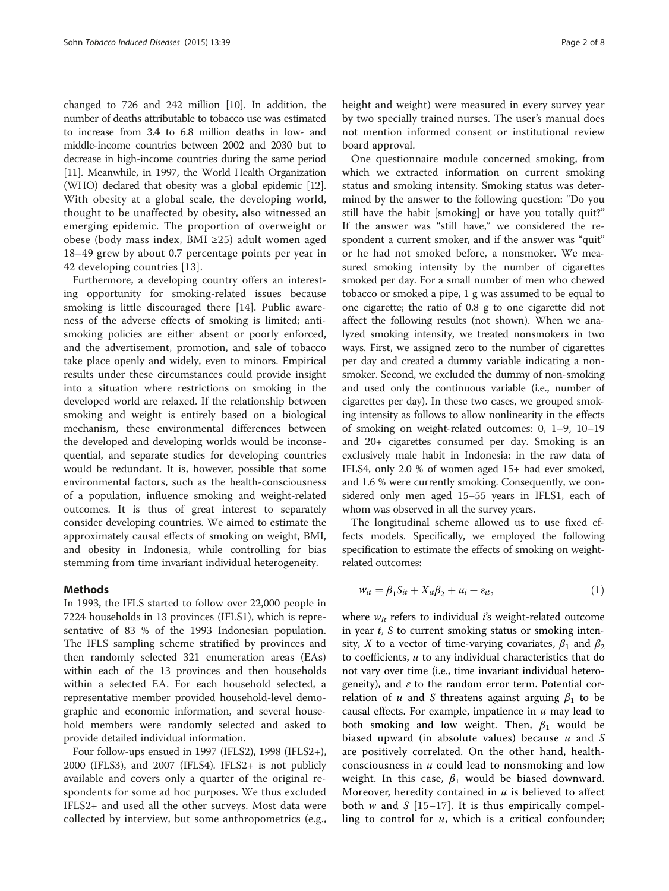changed to 726 and 242 million [10]. In addition, the number of deaths attributable to tobacco use was estimated to increase from 3.4 to 6.8 million deaths in low- and middle-income countries between 2002 and 2030 but to decrease in high-income countries during the same period [11]. Meanwhile, in 1997, the World Health Organization (WHO) declared that obesity was a global epidemic [12]. With obesity at a global scale, the developing world, thought to be unaffected by obesity, also witnessed an emerging epidemic. The proportion of overweight or obese (body mass index, BMI ≥25) adult women aged 18–49 grew by about 0.7 percentage points per year in 42 developing countries [13].

Furthermore, a developing country offers an interesting opportunity for smoking-related issues because smoking is little discouraged there [14]. Public awareness of the adverse effects of smoking is limited; anti-smoking policies are either absent or poorly enforced, and the advertisement, promotion, and sale of tobacco take place openly and widely, even to minors. Empirical results under these circumstances could provide insight into a situation where restrictions on smoking in the developed world are relaxed. If the relationship between smoking and weight is entirely based on a biological mechanism, these environmental differences between the developed and developing worlds would be inconsequential, and separate studies for developing countries would be redundant. It is, however, possible that some environmental factors, such as the health-consciousness of a population, influence smoking and weight-related outcomes. It is thus of great interest to separately consider developing countries. We aimed to estimate the approximately causal effects of smoking on weight, BMI, and obesity in Indonesia, while controlling for bias stemming from time invariant individual heterogeneity.

## Methods

In 1993, the IFLS started to follow over 22,000 people in 7224 households in 13 provinces (IFLS1), which is representative of 83 % of the 1993 Indonesian population. The IFLS sampling scheme stratified by provinces and then randomly selected 321 enumeration areas (EAs) within each of the 13 provinces and then households within a selected EA. For each household selected, a representative member provided household-level demographic and economic information, and several household members were randomly selected and asked to provide detailed individual information.

Four follow-ups ensued in 1997 (IFLS2), 1998 (IFLS2+), 2000 (IFLS3), and 2007 (IFLS4). IFLS2+ is not publicly available and covers only a quarter of the original respondents for some ad hoc purposes. We thus excluded IFLS2+ and used all the other surveys. Most data were collected by interview, but some anthropometrics (e.g., height and weight) were measured in every survey year by two specially trained nurses. The user's manual does not mention informed consent or institutional review board approval.

One questionnaire module concerned smoking, from which we extracted information on current smoking status and smoking intensity. Smoking status was determined by the answer to the following question: "Do you still have the habit [smoking] or have you totally quit?" If the answer was "still have," we considered the respondent a current smoker, and if the answer was "quit" or he had not smoked before, a nonsmoker. We measured smoking intensity by the number of cigarettes smoked per day. For a small number of men who chewed tobacco or smoked a pipe, 1 g was assumed to be equal to one cigarette; the ratio of 0.8 g to one cigarette did not affect the following results (not shown). When we analyzed smoking intensity, we treated nonsmokers in two ways. First, we assigned zero to the number of cigarettes per day and created a dummy variable indicating a nonsmoker. Second, we excluded the dummy of non-smoking and used only the continuous variable (i.e., number of cigarettes per day). In these two cases, we grouped smoking intensity as follows to allow nonlinearity in the effects of smoking on weight-related outcomes: 0, 1–9, 10–19 and 20+ cigarettes consumed per day. Smoking is an exclusively male habit in Indonesia: in the raw data of IFLS4, only 2.0 % of women aged 15+ had ever smoked, and 1.6 % were currently smoking. Consequently, we considered only men aged 15–55 years in IFLS1, each of whom was observed in all the survey years.

The longitudinal scheme allowed us to use fixed effects models. Specifically, we employed the following specification to estimate the effects of smoking on weight-related outcomes:

$$w_{it} = \beta_1 S_{it} + X_{it}\beta_2 + u_i + \varepsilon_{it}, \tag{1}$$

where $w_{it}$ refers to individual $i$'s weight-related outcome in year $t$, $S$ to current smoking status or smoking intensity, $X$ to a vector of time-varying covariates, $\beta_1$ and $\beta_2$ to coefficients, $u$ to any individual characteristics that do not vary over time (i.e., time invariant individual heterogeneity), and $\varepsilon$ to the random error term. Potential correlation of $u$ and $S$ threatens against arguing $\beta_1$ to be causal effects. For example, impatience in $u$ may lead to both smoking and low weight. Then, $\beta_1$ would be biased upward (in absolute values) because $u$ and $S$ are positively correlated. On the other hand, health-consciousness in $u$ could lead to nonsmoking and low weight. In this case, $\beta_1$ would be biased downward. Moreover, heredity contained in $u$ is believed to affect both $w$ and $S$ [15–17]. It is thus empirically compelling to control for $u$, which is a critical confounder;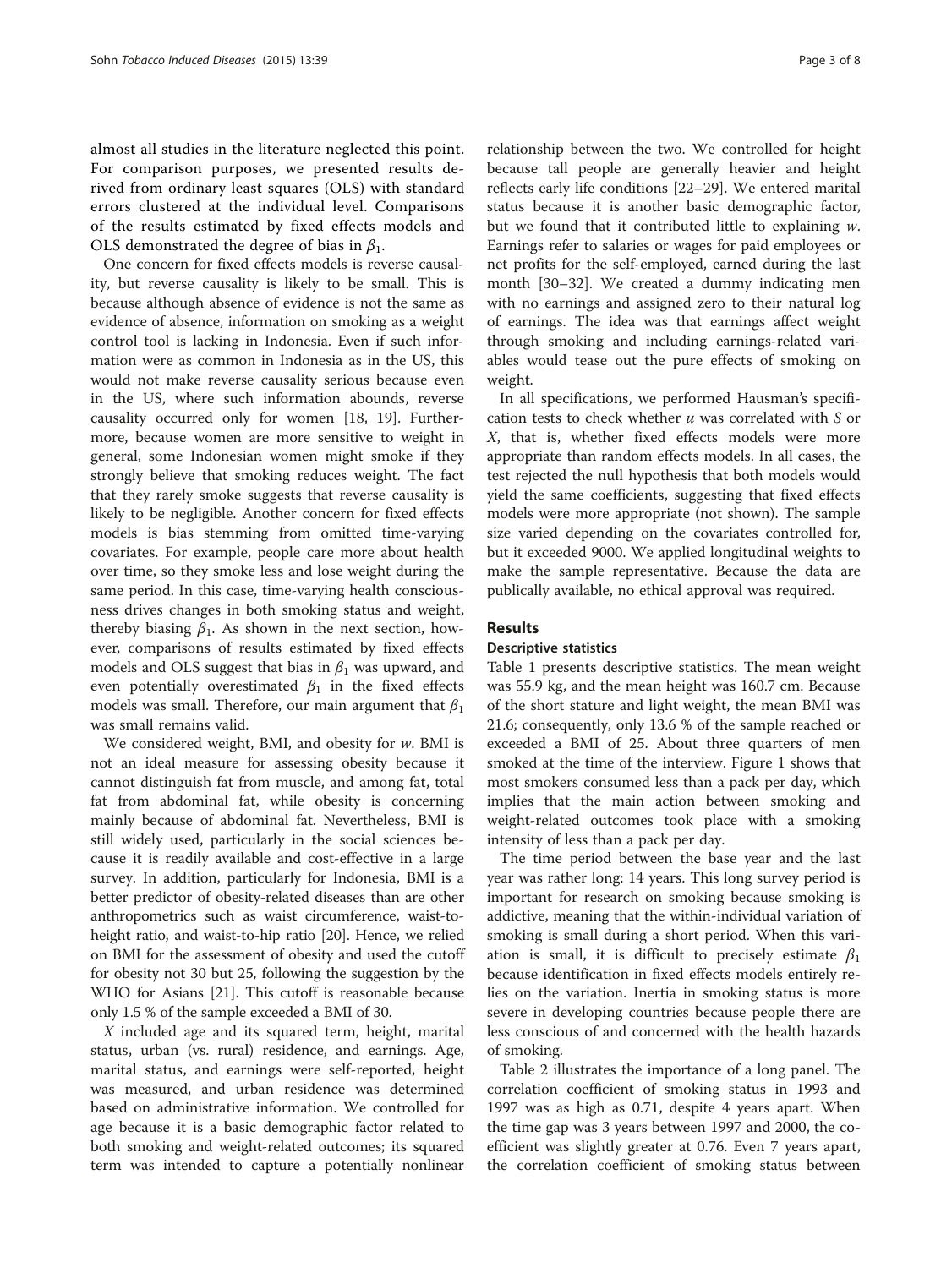almost all studies in the literature neglected this point. For comparison purposes, we presented results derived from ordinary least squares (OLS) with standard errors clustered at the individual level. Comparisons of the results estimated by fixed effects models and OLS demonstrated the degree of bias in $\beta_1$.

One concern for fixed effects models is reverse causality, but reverse causality is likely to be small. This is because although absence of evidence is not the same as evidence of absence, information on smoking as a weight control tool is lacking in Indonesia. Even if such information were as common in Indonesia as in the US, this would not make reverse causality serious because even in the US, where such information abounds, reverse causality occurred only for women [18, 19]. Furthermore, because women are more sensitive to weight in general, some Indonesian women might smoke if they strongly believe that smoking reduces weight. The fact that they rarely smoke suggests that reverse causality is likely to be negligible. Another concern for fixed effects models is bias stemming from omitted time-varying covariates. For example, people care more about health over time, so they smoke less and lose weight during the same period. In this case, time-varying health consciousness drives changes in both smoking status and weight, thereby biasing $\beta_1$. As shown in the next section, however, comparisons of results estimated by fixed effects models and OLS suggest that bias in $\beta_1$ was upward, and even potentially overestimated $\beta_1$ in the fixed effects models was small. Therefore, our main argument that $\beta_1$ was small remains valid.

We considered weight, BMI, and obesity for $w$. BMI is not an ideal measure for assessing obesity because it cannot distinguish fat from muscle, and among fat, total fat from abdominal fat, while obesity is concerning mainly because of abdominal fat. Nevertheless, BMI is still widely used, particularly in the social sciences because it is readily available and cost-effective in a large survey. In addition, particularly for Indonesia, BMI is a better predictor of obesity-related diseases than are other anthropometrics such as waist circumference, waist-to-height ratio, and waist-to-hip ratio [20]. Hence, we relied on BMI for the assessment of obesity and used the cutoff for obesity not 30 but 25, following the suggestion by the WHO for Asians [21]. This cutoff is reasonable because only 1.5 % of the sample exceeded a BMI of 30.

$X$ included age and its squared term, height, marital status, urban (vs. rural) residence, and earnings. Age, marital status, and earnings were self-reported, height was measured, and urban residence was determined based on administrative information. We controlled for age because it is a basic demographic factor related to both smoking and weight-related outcomes; its squared term was intended to capture a potentially nonlinear relationship between the two. We controlled for height because tall people are generally heavier and height reflects early life conditions [22–29]. We entered marital status because it is another basic demographic factor, but we found that it contributed little to explaining $w$. Earnings refer to salaries or wages for paid employees or net profits for the self-employed, earned during the last month [30–32]. We created a dummy indicating men with no earnings and assigned zero to their natural log of earnings. The idea was that earnings affect weight through smoking and including earnings-related variables would tease out the pure effects of smoking on weight.

In all specifications, we performed Hausman's specification tests to check whether $u$ was correlated with $S$ or $X$, that is, whether fixed effects models were more appropriate than random effects models. In all cases, the test rejected the null hypothesis that both models would yield the same coefficients, suggesting that fixed effects models were more appropriate (not shown). The sample size varied depending on the covariates controlled for, but it exceeded 9000. We applied longitudinal weights to make the sample representative. Because the data are publically available, no ethical approval was required.

## Results

### Descriptive statistics

Table 1 presents descriptive statistics. The mean weight was 55.9 kg, and the mean height was 160.7 cm. Because of the short stature and light weight, the mean BMI was 21.6; consequently, only 13.6 % of the sample reached or exceeded a BMI of 25. About three quarters of men smoked at the time of the interview. Figure 1 shows that most smokers consumed less than a pack per day, which implies that the main action between smoking and weight-related outcomes took place with a smoking intensity of less than a pack per day.

The time period between the base year and the last year was rather long: 14 years. This long survey period is important for research on smoking because smoking is addictive, meaning that the within-individual variation of smoking is small during a short period. When this variation is small, it is difficult to precisely estimate $\beta_1$ because identification in fixed effects models entirely relies on the variation. Inertia in smoking status is more severe in developing countries because people there are less conscious of and concerned with the health hazards of smoking.

Table 2 illustrates the importance of a long panel. The correlation coefficient of smoking status in 1993 and 1997 was as high as 0.71, despite 4 years apart. When the time gap was 3 years between 1997 and 2000, the coefficient was slightly greater at 0.76. Even 7 years apart, the correlation coefficient of smoking status between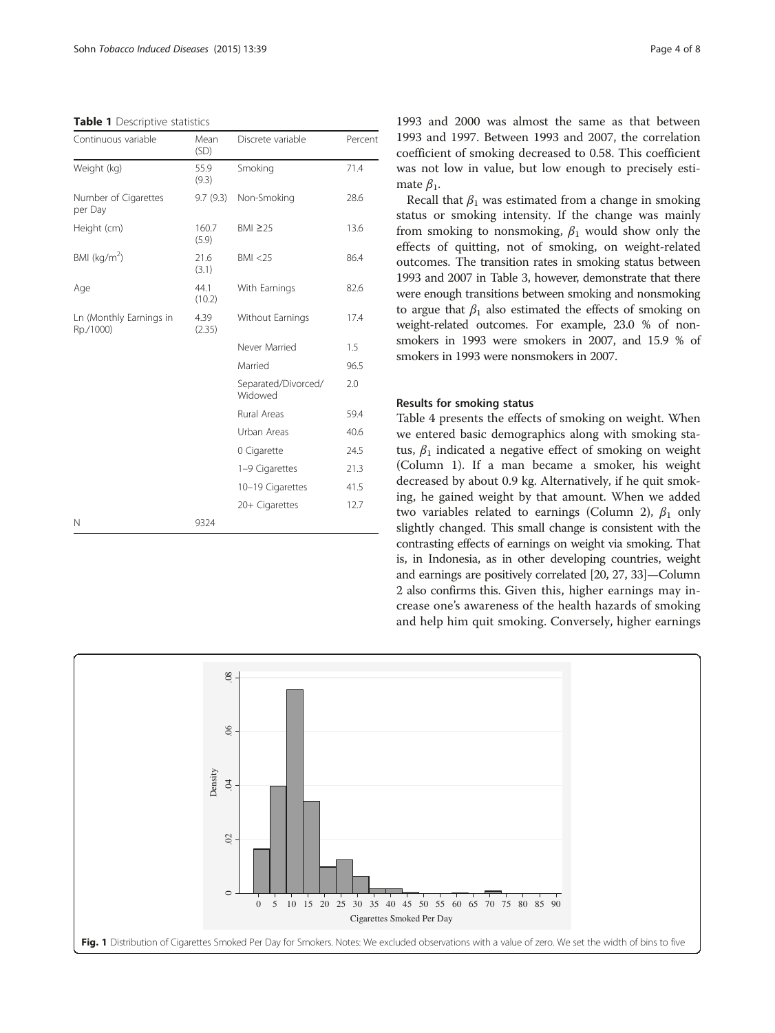**Table 1** Descriptive statistics

| Continuous variable | Mean (SD) | Discrete variable | Percent |
|---|---|---|---|
| Weight (kg) | 55.9 (9.3) | Smoking | 71.4 |
| Number of Cigarettes per Day | 9.7 (9.3) | Non-Smoking | 28.6 |
| Height (cm) | 160.7 (5.9) | BMI ≥25 | 13.6 |
| BMI (kg/m$^2$) | 21.6 (3.1) | BMI <25 | 86.4 |
| Age | 44.1 (10.2) | With Earnings | 82.6 |
| Ln (Monthly Earnings in Rp./1000) | 4.39 (2.35) | Without Earnings | 17.4 |
| | | Never Married | 1.5 |
| | | Married | 96.5 |
| | | Separated/Divorced/ Widowed | 2.0 |
| | | Rural Areas | 59.4 |
| | | Urban Areas | 40.6 |
| | | 0 Cigarette | 24.5 |
| | | 1–9 Cigarettes | 21.3 |
| | | 10–19 Cigarettes | 41.5 |
| | | 20+ Cigarettes | 12.7 |
| N | 9324 | | |

1993 and 2000 was almost the same as that between 1993 and 1997. Between 1993 and 2007, the correlation coefficient of smoking decreased to 0.58. This coefficient was not low in value, but low enough to precisely estimate $\beta_1$.

Recall that $\beta_1$ was estimated from a change in smoking status or smoking intensity. If the change was mainly from smoking to nonsmoking, $\beta_1$ would show only the effects of quitting, not of smoking, on weight-related outcomes. The transition rates in smoking status between 1993 and 2007 in Table 3, however, demonstrate that there were enough transitions between smoking and nonsmoking to argue that $\beta_1$ also estimated the effects of smoking on weight-related outcomes. For example, 23.0 % of nonsmokers in 1993 were smokers in 2007, and 15.9 % of smokers in 1993 were nonsmokers in 2007.

## Results for smoking status

Table 4 presents the effects of smoking on weight. When we entered basic demographics along with smoking status, $\beta_1$ indicated a negative effect of smoking on weight (Column 1). If a man became a smoker, his weight decreased by about 0.9 kg. Alternatively, if he quit smoking, he gained weight by that amount. When we added two variables related to earnings (Column 2), $\beta_1$ only slightly changed. This small change is consistent with the contrasting effects of earnings on weight via smoking. That is, in Indonesia, as in other developing countries, weight and earnings are positively correlated [20, 27, 33]—Column 2 also confirms this. Given this, higher earnings may increase one's awareness of the health hazards of smoking and help him quit smoking. Conversely, higher earnings

**Fig. 1** Distribution of Cigarettes Smoked Per Day for Smokers. Notes: We excluded observations with a value of zero. We set the width of bins to five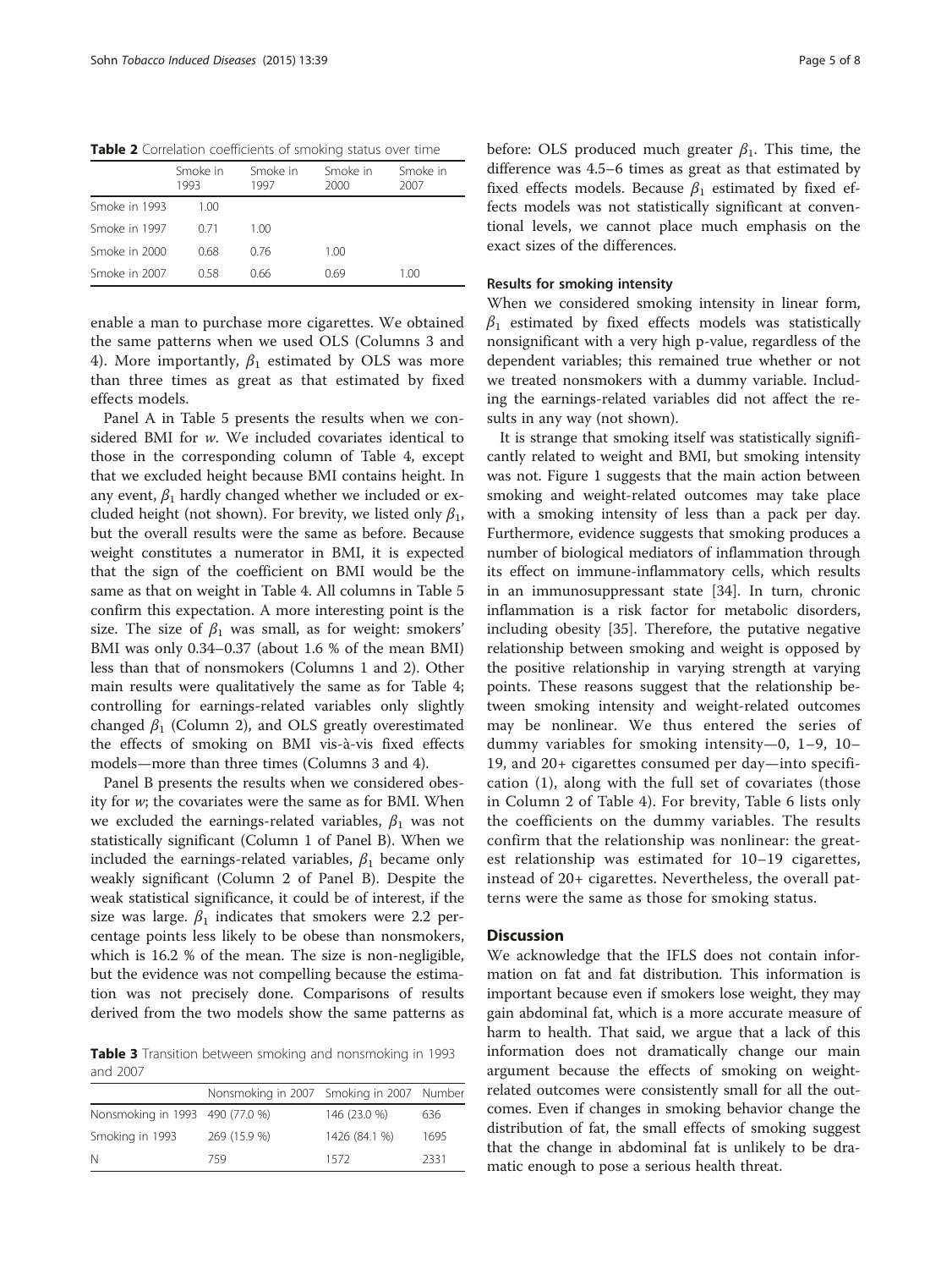**Table 2** Correlation coefficients of smoking status over time

| | Smoke in 1993 | Smoke in 1997 | Smoke in 2000 | Smoke in 2007 |
|---|---|---|---|---|
| Smoke in 1993 | 1.00 | | | |
| Smoke in 1997 | 0.71 | 1.00 | | |
| Smoke in 2000 | 0.68 | 0.76 | 1.00 | |
| Smoke in 2007 | 0.58 | 0.66 | 0.69 | 1.00 |

enable a man to purchase more cigarettes. We obtained the same patterns when we used OLS (Columns 3 and 4). More importantly, $\beta_1$ estimated by OLS was more than three times as great as that estimated by fixed effects models.

Panel A in Table 5 presents the results when we considered BMI for $w$. We included covariates identical to those in the corresponding column of Table 4, except that we excluded height because BMI contains height. In any event, $\beta_1$ hardly changed whether we included or excluded height (not shown). For brevity, we listed only $\beta_1$, but the overall results were the same as before. Because weight constitutes a numerator in BMI, it is expected that the sign of the coefficient on BMI would be the same as that on weight in Table 4. All columns in Table 5 confirm this expectation. A more interesting point is the size. The size of $\beta_1$ was small, as for weight: smokers' BMI was only 0.34–0.37 (about 1.6 % of the mean BMI) less than that of nonsmokers (Columns 1 and 2). Other main results were qualitatively the same as for Table 4; controlling for earnings-related variables only slightly changed $\beta_1$ (Column 2), and OLS greatly overestimated the effects of smoking on BMI vis-à-vis fixed effects models—more than three times (Columns 3 and 4).

Panel B presents the results when we considered obesity for $w$; the covariates were the same as for BMI. When we excluded the earnings-related variables, $\beta_1$ was not statistically significant (Column 1 of Panel B). When we included the earnings-related variables, $\beta_1$ became only weakly significant (Column 2 of Panel B). Despite the weak statistical significance, it could be of interest, if the size was large. $\beta_1$ indicates that smokers were 2.2 percentage points less likely to be obese than nonsmokers, which is 16.2 % of the mean. The size is non-negligible, but the evidence was not compelling because the estimation was not precisely done. Comparisons of results derived from the two models show the same patterns as before: OLS produced much greater $\beta_1$. This time, the difference was 4.5–6 times as great as that estimated by fixed effects models. Because $\beta_1$ estimated by fixed effects models was not statistically significant at conventional levels, we cannot place much emphasis on the exact sizes of the differences.

**Table 3** Transition between smoking and nonsmoking in 1993 and 2007

| | Nonsmoking in 2007 | Smoking in 2007 | Number |
|---|---|---|---|
| Nonsmoking in 1993 | 490 (77.0 %) | 146 (23.0 %) | 636 |
| Smoking in 1993 | 269 (15.9 %) | 1426 (84.1 %) | 1695 |
| N | 759 | 1572 | 2331 |

### Results for smoking intensity

When we considered smoking intensity in linear form, $\beta_1$ estimated by fixed effects models was statistically nonsignificant with a very high p-value, regardless of the dependent variables; this remained true whether or not we treated nonsmokers with a dummy variable. Including the earnings-related variables did not affect the results in any way (not shown).

It is strange that smoking itself was statistically significantly related to weight and BMI, but smoking intensity was not. Figure 1 suggests that the main action between smoking and weight-related outcomes may take place with a smoking intensity of less than a pack per day. Furthermore, evidence suggests that smoking produces a number of biological mediators of inflammation through its effect on immune-inflammatory cells, which results in an immunosuppressant state [34]. In turn, chronic inflammation is a risk factor for metabolic disorders, including obesity [35]. Therefore, the putative negative relationship between smoking and weight is opposed by the positive relationship in varying strength at varying points. These reasons suggest that the relationship between smoking intensity and weight-related outcomes may be nonlinear. We thus entered the series of dummy variables for smoking intensity—0, 1–9, 10–19, and 20+ cigarettes consumed per day—into specification (1), along with the full set of covariates (those in Column 2 of Table 4). For brevity, Table 6 lists only the coefficients on the dummy variables. The results confirm that the relationship was nonlinear: the greatest relationship was estimated for 10–19 cigarettes, instead of 20+ cigarettes. Nevertheless, the overall patterns were the same as those for smoking status.

## Discussion

We acknowledge that the IFLS does not contain information on fat and fat distribution. This information is important because even if smokers lose weight, they may gain abdominal fat, which is a more accurate measure of harm to health. That said, we argue that a lack of this information does not dramatically change our main argument because the effects of smoking on weight-related outcomes were consistently small for all the outcomes. Even if changes in smoking behavior change the distribution of fat, the small effects of smoking suggest that the change in abdominal fat is unlikely to be dramatic enough to pose a serious health threat.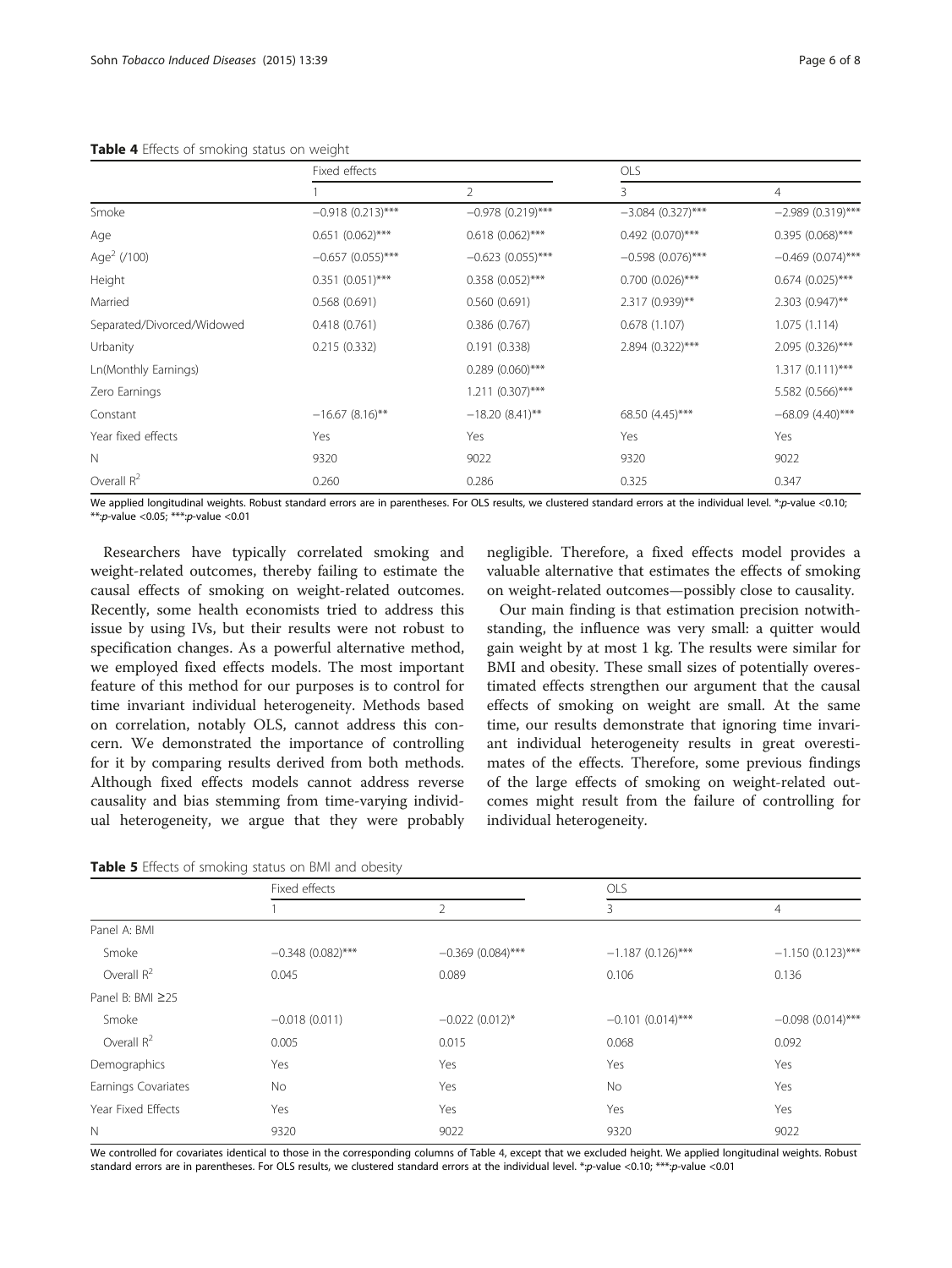**Table 4** Effects of smoking status on weight

| | Fixed effects | | OLS | |
|---|---|---|---|---|
| | 1 | 2 | 3 | 4 |
| Smoke | −0.918 (0.213)*** | −0.978 (0.219)*** | −3.084 (0.327)*** | −2.989 (0.319)*** |
| Age | 0.651 (0.062)*** | 0.618 (0.062)*** | 0.492 (0.070)*** | 0.395 (0.068)*** |
| Age$^2$ (/100) | −0.657 (0.055)*** | −0.623 (0.055)*** | −0.598 (0.076)*** | −0.469 (0.074)*** |
| Height | 0.351 (0.051)*** | 0.358 (0.052)*** | 0.700 (0.026)*** | 0.674 (0.025)*** |
| Married | 0.568 (0.691) | 0.560 (0.691) | 2.317 (0.939)** | 2.303 (0.947)** |
| Separated/Divorced/Widowed | 0.418 (0.761) | 0.386 (0.767) | 0.678 (1.107) | 1.075 (1.114) |
| Urbanity | 0.215 (0.332) | 0.191 (0.338) | 2.894 (0.322)*** | 2.095 (0.326)*** |
| Ln(Monthly Earnings) | | 0.289 (0.060)*** | | 1.317 (0.111)*** |
| Zero Earnings | | 1.211 (0.307)*** | | 5.582 (0.566)*** |
| Constant | −16.67 (8.16)** | −18.20 (8.41)** | 68.50 (4.45)*** | −68.09 (4.40)*** |
| Year fixed effects | Yes | Yes | Yes | Yes |
| N | 9320 | 9022 | 9320 | 9022 |
| Overall $R^2$ | 0.260 | 0.286 | 0.325 | 0.347 |

We applied longitudinal weights. Robust standard errors are in parentheses. For OLS results, we clustered standard errors at the individual level. *:p-value <0.10; **:p-value <0.05; ***:p-value <0.01

Researchers have typically correlated smoking and weight-related outcomes, thereby failing to estimate the causal effects of smoking on weight-related outcomes. Recently, some health economists tried to address this issue by using IVs, but their results were not robust to specification changes. As a powerful alternative method, we employed fixed effects models. The most important feature of this method for our purposes is to control for time invariant individual heterogeneity. Methods based on correlation, notably OLS, cannot address this concern. We demonstrated the importance of controlling for it by comparing results derived from both methods. Although fixed effects models cannot address reverse causality and bias stemming from time-varying individual heterogeneity, we argue that they were probably negligible. Therefore, a fixed effects model provides a valuable alternative that estimates the effects of smoking on weight-related outcomes—possibly close to causality.

Our main finding is that estimation precision notwithstanding, the influence was very small: a quitter would gain weight by at most 1 kg. The results were similar for BMI and obesity. These small sizes of potentially overestimated effects strengthen our argument that the causal effects of smoking on weight are small. At the same time, our results demonstrate that ignoring time invariant individual heterogeneity results in great overestimates of the effects. Therefore, some previous findings of the large effects of smoking on weight-related outcomes might result from the failure of controlling for individual heterogeneity.

**Table 5** Effects of smoking status on BMI and obesity

| | Fixed effects | | OLS | |
|---|---|---|---|---|
| | 1 | 2 | 3 | 4 |
| Panel A: BMI | | | | |
| Smoke | −0.348 (0.082)*** | −0.369 (0.084)*** | −1.187 (0.126)*** | −1.150 (0.123)*** |
| Overall $R^2$ | 0.045 | 0.089 | 0.106 | 0.136 |
| Panel B: BMI ≥25 | | | | |
| Smoke | −0.018 (0.011) | −0.022 (0.012)* | −0.101 (0.014)*** | −0.098 (0.014)*** |
| Overall $R^2$ | 0.005 | 0.015 | 0.068 | 0.092 |
| Demographics | Yes | Yes | Yes | Yes |
| Earnings Covariates | No | Yes | No | Yes |
| Year Fixed Effects | Yes | Yes | Yes | Yes |
| N | 9320 | 9022 | 9320 | 9022 |

We controlled for covariates identical to those in the corresponding columns of Table 4, except that we excluded height. We applied longitudinal weights. Robust standard errors are in parentheses. For OLS results, we clustered standard errors at the individual level. *:p-value <0.10; ***:p-value <0.01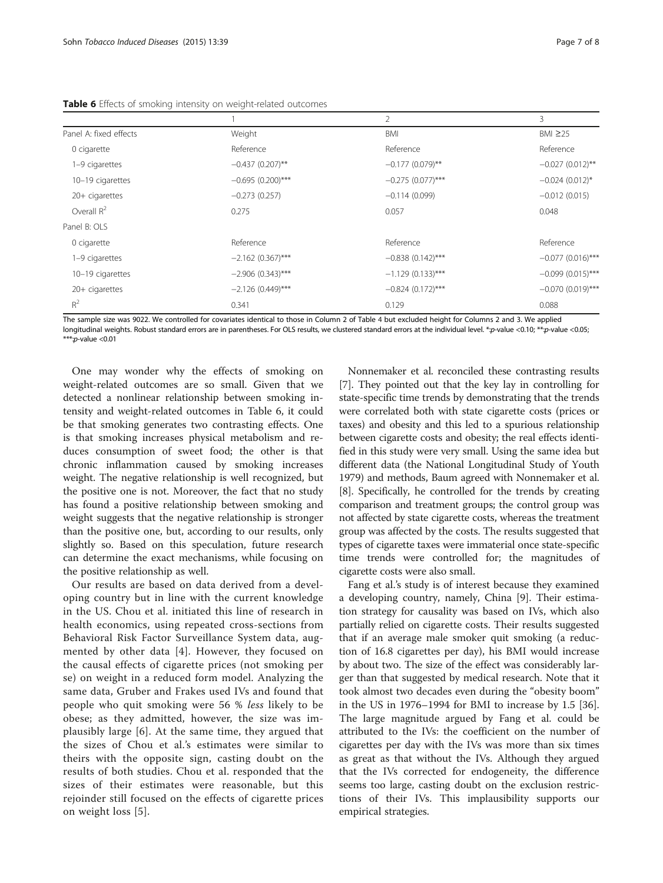**Table 6** Effects of smoking intensity on weight-related outcomes

| | 1 | 2 | 3 |
|---|---|---|---|
| Panel A: fixed effects | Weight | BMI | BMI ≥25 |
| 0 cigarette | Reference | Reference | Reference |
| 1–9 cigarettes | −0.437 (0.207)** | −0.177 (0.079)** | −0.027 (0.012)** |
| 10–19 cigarettes | −0.695 (0.200)*** | −0.275 (0.077)*** | −0.024 (0.012)* |
| 20+ cigarettes | −0.273 (0.257) | −0.114 (0.099) | −0.012 (0.015) |
| Overall $R^2$ | 0.275 | 0.057 | 0.048 |
| Panel B: OLS | | | |
| 0 cigarette | Reference | Reference | Reference |
| 1–9 cigarettes | −2.162 (0.367)*** | −0.838 (0.142)*** | −0.077 (0.016)*** |
| 10–19 cigarettes | −2.906 (0.343)*** | −1.129 (0.133)*** | −0.099 (0.015)*** |
| 20+ cigarettes | −2.126 (0.449)*** | −0.824 (0.172)*** | −0.070 (0.019)*** |
| $R^2$ | 0.341 | 0.129 | 0.088 |

The sample size was 9022. We controlled for covariates identical to those in Column 2 of Table 4 but excluded height for Columns 2 and 3. We applied longitudinal weights. Robust standard errors are in parentheses. For OLS results, we clustered standard errors at the individual level. *:*p*-value <0.10; **:*p*-value <0.05; ***:*p*-value <0.01

One may wonder why the effects of smoking on weight-related outcomes are so small. Given that we detected a nonlinear relationship between smoking intensity and weight-related outcomes in Table 6, it could be that smoking generates two contrasting effects. One is that smoking increases physical metabolism and reduces consumption of sweet food; the other is that chronic inflammation caused by smoking increases weight. The negative relationship is well recognized, but the positive one is not. Moreover, the fact that no study has found a positive relationship between smoking and weight suggests that the negative relationship is stronger than the positive one, but, according to our results, only slightly so. Based on this speculation, future research can determine the exact mechanisms, while focusing on the positive relationship as well.

Our results are based on data derived from a developing country but in line with the current knowledge in the US. Chou et al. initiated this line of research in health economics, using repeated cross-sections from Behavioral Risk Factor Surveillance System data, augmented by other data [4]. However, they focused on the causal effects of cigarette prices (not smoking per se) on weight in a reduced form model. Analyzing the same data, Gruber and Frakes used IVs and found that people who quit smoking were 56 % *less* likely to be obese; as they admitted, however, the size was implausibly large [6]. At the same time, they argued that the sizes of Chou et al.'s estimates were similar to theirs with the opposite sign, casting doubt on the results of both studies. Chou et al. responded that the sizes of their estimates were reasonable, but this rejoinder still focused on the effects of cigarette prices on weight loss [5].

Nonnemaker et al. reconciled these contrasting results [7]. They pointed out that the key lay in controlling for state-specific time trends by demonstrating that the trends were correlated both with state cigarette costs (prices or taxes) and obesity and this led to a spurious relationship between cigarette costs and obesity; the real effects identified in this study were very small. Using the same idea but different data (the National Longitudinal Study of Youth 1979) and methods, Baum agreed with Nonnemaker et al. [8]. Specifically, he controlled for the trends by creating comparison and treatment groups; the control group was not affected by state cigarette costs, whereas the treatment group was affected by the costs. The results suggested that types of cigarette taxes were immaterial once state-specific time trends were controlled for; the magnitudes of cigarette costs were also small.

Fang et al.'s study is of interest because they examined a developing country, namely, China [9]. Their estimation strategy for causality was based on IVs, which also partially relied on cigarette costs. Their results suggested that if an average male smoker quit smoking (a reduction of 16.8 cigarettes per day), his BMI would increase by about two. The size of the effect was considerably larger than that suggested by medical research. Note that it took almost two decades even during the "obesity boom" in the US in 1976–1994 for BMI to increase by 1.5 [36]. The large magnitude argued by Fang et al. could be attributed to the IVs: the coefficient on the number of cigarettes per day with the IVs was more than six times as great as that without the IVs. Although they argued that the IVs corrected for endogeneity, the difference seems too large, casting doubt on the exclusion restrictions of their IVs. This implausibility supports our empirical strategies.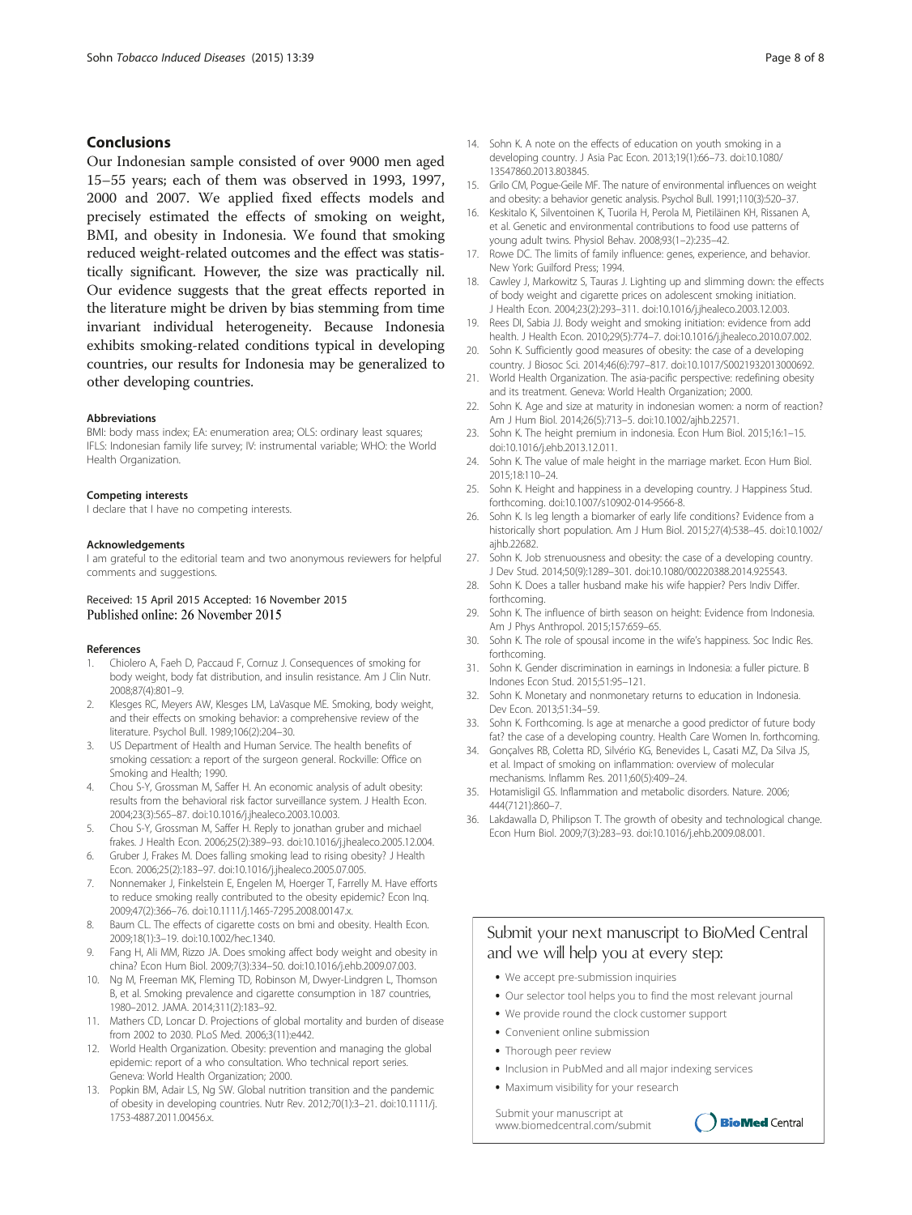## Conclusions

Our Indonesian sample consisted of over 9000 men aged 15–55 years; each of them was observed in 1993, 1997, 2000 and 2007. We applied fixed effects models and precisely estimated the effects of smoking on weight, BMI, and obesity in Indonesia. We found that smoking reduced weight-related outcomes and the effect was statistically significant. However, the size was practically nil. Our evidence suggests that the great effects reported in the literature might be driven by bias stemming from time invariant individual heterogeneity. Because Indonesia exhibits smoking-related conditions typical in developing countries, our results for Indonesia may be generalized to other developing countries.

#### Abbreviations

BMI: body mass index; EA: enumeration area; OLS: ordinary least squares; IFLS: Indonesian family life survey; IV: instrumental variable; WHO: the World Health Organization.

#### Competing interests

I declare that I have no competing interests.

#### Acknowledgements

I am grateful to the editorial team and two anonymous reviewers for helpful comments and suggestions.

Received: 15 April 2015 Accepted: 16 November 2015
Published online: 26 November 2015

#### References

1. Chiolero A, Faeh D, Paccaud F, Cornuz J. Consequences of smoking for body weight, body fat distribution, and insulin resistance. Am J Clin Nutr. 2008;87(4):801–9.
2. Klesges RC, Meyers AW, Klesges LM, LaVasque ME. Smoking, body weight, and their effects on smoking behavior: a comprehensive review of the literature. Psychol Bull. 1989;106(2):204–30.
3. US Department of Health and Human Service. The health benefits of smoking cessation: a report of the surgeon general. Rockville: Office on Smoking and Health; 1990.
4. Chou S-Y, Grossman M, Saffer H. An economic analysis of adult obesity: results from the behavioral risk factor surveillance system. J Health Econ. 2004;23(3):565–87. doi:10.1016/j.jhealeco.2003.10.003.
5. Chou S-Y, Grossman M, Saffer H. Reply to jonathan gruber and michael frakes. J Health Econ. 2006;25(2):389–93. doi:10.1016/j.jhealeco.2005.12.004.
6. Gruber J, Frakes M. Does falling smoking lead to rising obesity? J Health Econ. 2006;25(2):183–97. doi:10.1016/j.jhealeco.2005.07.005.
7. Nonnemaker J, Finkelstein E, Engelen M, Hoerger T, Farrelly M. Have efforts to reduce smoking really contributed to the obesity epidemic? Econ Inq. 2009;47(2):366–76. doi:10.1111/j.1465-7295.2008.00147.x.
8. Baum CL. The effects of cigarette costs on bmi and obesity. Health Econ. 2009;18(1):3–19. doi:10.1002/hec.1340.
9. Fang H, Ali MM, Rizzo JA. Does smoking affect body weight and obesity in china? Econ Hum Biol. 2009;7(3):334–50. doi:10.1016/j.ehb.2009.07.003.
10. Ng M, Freeman MK, Fleming TD, Robinson M, Dwyer-Lindgren L, Thomson B, et al. Smoking prevalence and cigarette consumption in 187 countries, 1980–2012. JAMA. 2014;311(2):183–92.
11. Mathers CD, Loncar D. Projections of global mortality and burden of disease from 2002 to 2030. PLoS Med. 2006;3(11):e442.
12. World Health Organization. Obesity: prevention and managing the global epidemic: report of a who consultation. Who technical report series. Geneva: World Health Organization; 2000.
13. Popkin BM, Adair LS, Ng SW. Global nutrition transition and the pandemic of obesity in developing countries. Nutr Rev. 2012;70(1):3–21. doi:10.1111/j.1753-4887.2011.00456.x.
14. Sohn K. A note on the effects of education on youth smoking in a developing country. J Asia Pac Econ. 2013;19(1):66–73. doi:10.1080/13547860.2013.803845.
15. Grilo CM, Pogue-Geile MF. The nature of environmental influences on weight and obesity: a behavior genetic analysis. Psychol Bull. 1991;110(3):520–37.
16. Keskitalo K, Silventoinen K, Tuorila H, Perola M, Pietiläinen KH, Rissanen A, et al. Genetic and environmental contributions to food use patterns of young adult twins. Physiol Behav. 2008;93(1–2):235–42.
17. Rowe DC. The limits of family influence: genes, experience, and behavior. New York: Guilford Press; 1994.
18. Cawley J, Markowitz S, Tauras J. Lighting up and slimming down: the effects of body weight and cigarette prices on adolescent smoking initiation. J Health Econ. 2004;23(2):293–311. doi:10.1016/j.jhealeco.2003.12.003.
19. Rees DI, Sabia JJ. Body weight and smoking initiation: evidence from add health. J Health Econ. 2010;29(5):774–7. doi:10.1016/j.jhealeco.2010.07.002.
20. Sohn K. Sufficiently good measures of obesity: the case of a developing country. J Biosoc Sci. 2014;46(6):797–817. doi:10.1017/S0021932013000692.
21. World Health Organization. The asia-pacific perspective: redefining obesity and its treatment. Geneva: World Health Organization; 2000.
22. Sohn K. Age and size at maturity in indonesian women: a norm of reaction? Am J Hum Biol. 2014;26(5):713–5. doi:10.1002/ajhb.22571.
23. Sohn K. The height premium in indonesia. Econ Hum Biol. 2015;16:1–15. doi:10.1016/j.ehb.2013.12.011.
24. Sohn K. The value of male height in the marriage market. Econ Hum Biol. 2015;18:110–24.
25. Sohn K. Height and happiness in a developing country. J Happiness Stud. forthcoming. doi:10.1007/s10902-014-9566-8.
26. Sohn K. Is leg length a biomarker of early life conditions? Evidence from a historically short population. Am J Hum Biol. 2015;27(4):538–45. doi:10.1002/ajhb.22682.
27. Sohn K. Job strenuousness and obesity: the case of a developing country. J Dev Stud. 2014;50(9):1289–301. doi:10.1080/00220388.2014.925543.
28. Sohn K. Does a taller husband make his wife happier? Pers Indiv Differ. forthcoming.
29. Sohn K. The influence of birth season on height: Evidence from Indonesia. Am J Phys Anthropol. 2015;157:659–65.
30. Sohn K. The role of spousal income in the wife's happiness. Soc Indic Res. forthcoming.
31. Sohn K. Gender discrimination in earnings in Indonesia: a fuller picture. B Indones Econ Stud. 2015;51:95–121.
32. Sohn K. Monetary and nonmonetary returns to education in Indonesia. Dev Econ. 2013;51:34–59.
33. Sohn K. Forthcoming. Is age at menarche a good predictor of future body fat? the case of a developing country. Health Care Women In. forthcoming.
34. Gonçalves RB, Coletta RD, Silvério KG, Benevides L, Casati MZ, Da Silva JS, et al. Impact of smoking on inflammation: overview of molecular mechanisms. Inflamm Res. 2011;60(5):409–24.
35. Hotamisligil GS. Inflammation and metabolic disorders. Nature. 2006; 444(7121):860–7.
36. Lakdawalla D, Philipson T. The growth of obesity and technological change. Econ Hum Biol. 2009;7(3):283–93. doi:10.1016/j.ehb.2009.08.001.

Submit your next manuscript to BioMed Central and we will help you at every step:

- We accept pre-submission inquiries
- Our selector tool helps you to find the most relevant journal
- We provide round the clock customer support
- Convenient online submission
- Thorough peer review
- Inclusion in PubMed and all major indexing services
- Maximum visibility for your research

Submit your manuscript at
www.biomedcentral.com/submit

BioMed Central